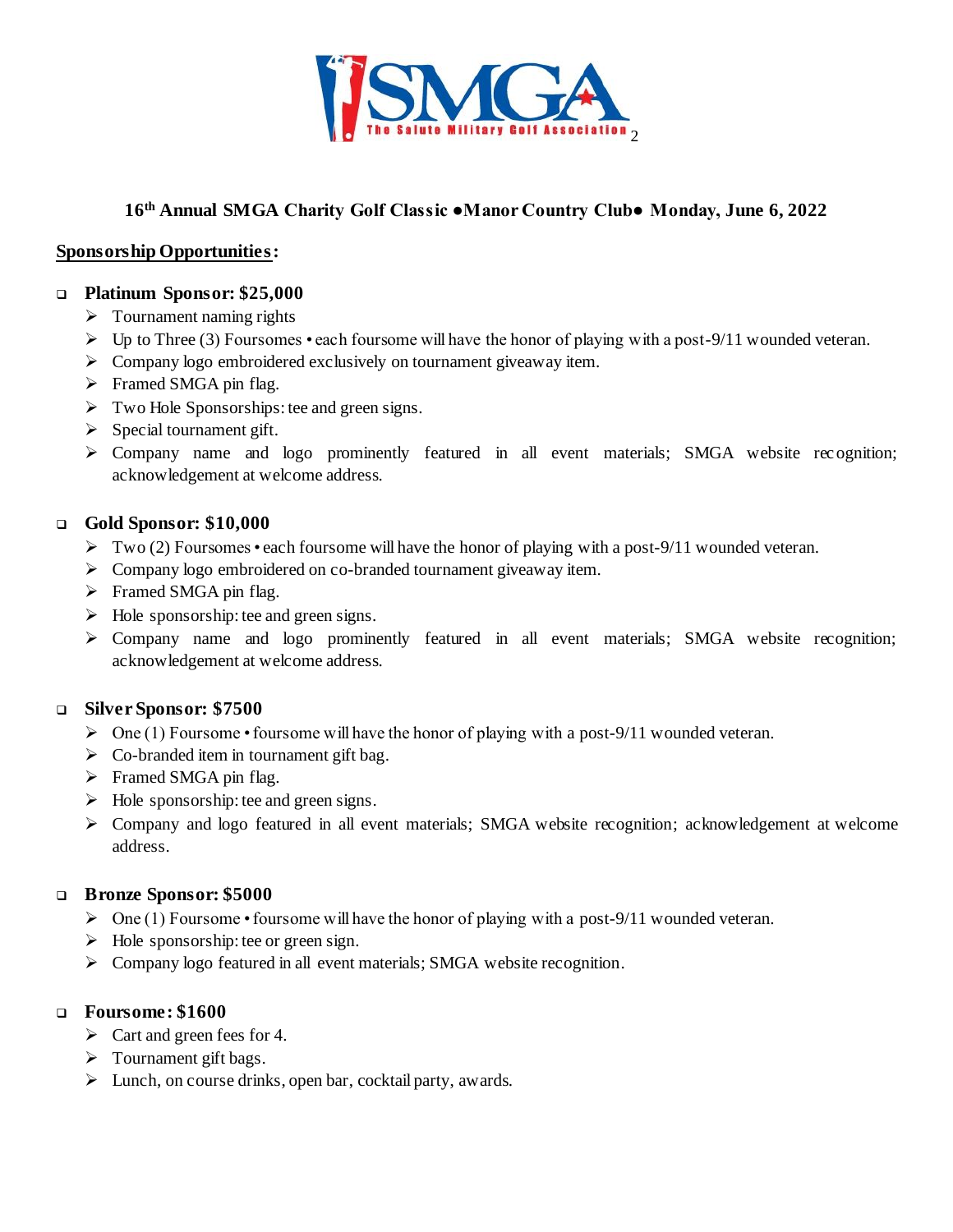SMGA

The Salute Military Golf Association

**16th Annual SMGA Charity Golf Classic ●Manor Country Club● Monday, June 6, 2022**

**<u>Sponsorship Opportunities</u>:**

- **Platinum Sponsor: $25,000**
  - Tournament naming rights
  - Up to Three (3) Foursomes • each foursome will have the honor of playing with a post-9/11 wounded veteran.
  - Company logo embroidered exclusively on tournament giveaway item.
  - Framed SMGA pin flag.
  - Two Hole Sponsorships: tee and green signs.
  - Special tournament gift.
  - Company name and logo prominently featured in all event materials; SMGA website recognition; acknowledgement at welcome address.

- **Gold Sponsor: $10,000**
  - Two (2) Foursomes • each foursome will have the honor of playing with a post-9/11 wounded veteran.
  - Company logo embroidered on co-branded tournament giveaway item.
  - Framed SMGA pin flag.
  - Hole sponsorship: tee and green signs.
  - Company name and logo prominently featured in all event materials; SMGA website recognition; acknowledgement at welcome address.

- **Silver Sponsor: $7500**
  - One (1) Foursome • foursome will have the honor of playing with a post-9/11 wounded veteran.
  - Co-branded item in tournament gift bag.
  - Framed SMGA pin flag.
  - Hole sponsorship: tee and green signs.
  - Company and logo featured in all event materials; SMGA website recognition; acknowledgement at welcome address.

- **Bronze Sponsor: $5000**
  - One (1) Foursome • foursome will have the honor of playing with a post-9/11 wounded veteran.
  - Hole sponsorship: tee or green sign.
  - Company logo featured in all event materials; SMGA website recognition.

- **Foursome: $1600**
  - Cart and green fees for 4.
  - Tournament gift bags.
  - Lunch, on course drinks, open bar, cocktail party, awards.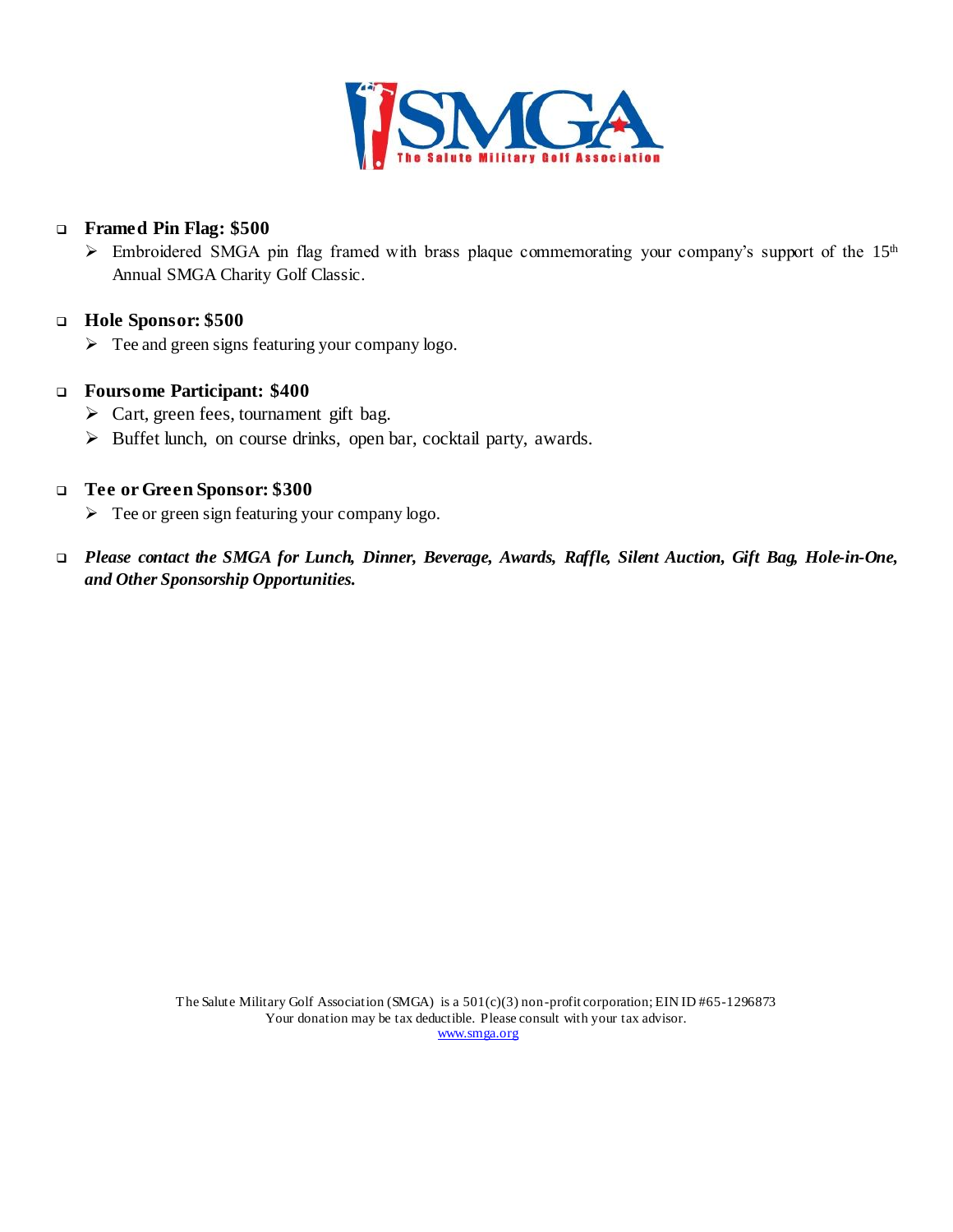- **Framed Pin Flag: $500**
  - Embroidered SMGA pin flag framed with brass plaque commemorating your company's support of the 15th Annual SMGA Charity Golf Classic.

- **Hole Sponsor: $500**
  - Tee and green signs featuring your company logo.

- **Foursome Participant: $400**
  - Cart, green fees, tournament gift bag.
  - Buffet lunch, on course drinks, open bar, cocktail party, awards.

- **Tee or Green Sponsor: $300**
  - Tee or green sign featuring your company logo.

- ***Please contact the SMGA for Lunch, Dinner, Beverage, Awards, Raffle, Silent Auction, Gift Bag, Hole-in-One, and Other Sponsorship Opportunities.***

The Salute Military Golf Association (SMGA) is a 501(c)(3) non-profit corporation; EIN ID #65-1296873
Your donation may be tax deductible. Please consult with your tax advisor.
www.smga.org